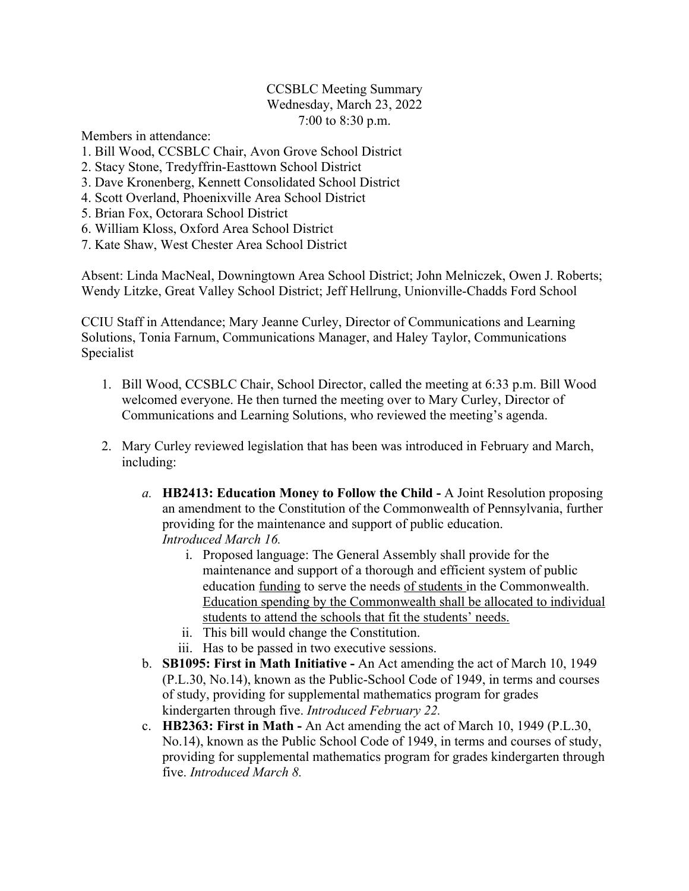CCSBLC Meeting Summary
Wednesday, March 23, 2022
7:00 to 8:30 p.m.

Members in attendance:

1. Bill Wood, CCSBLC Chair, Avon Grove School District
2. Stacy Stone, Tredyffrin-Easttown School District
3. Dave Kronenberg, Kennett Consolidated School District
4. Scott Overland, Phoenixville Area School District
5. Brian Fox, Octorara School District
6. William Kloss, Oxford Area School District
7. Kate Shaw, West Chester Area School District

Absent: Linda MacNeal, Downingtown Area School District; John Melniczek, Owen J. Roberts; Wendy Litzke, Great Valley School District; Jeff Hellrung, Unionville-Chadds Ford School

CCIU Staff in Attendance; Mary Jeanne Curley, Director of Communications and Learning Solutions, Tonia Farnum, Communications Manager, and Haley Taylor, Communications Specialist

1. Bill Wood, CCSBLC Chair, School Director, called the meeting at 6:33 p.m. Bill Wood welcomed everyone. He then turned the meeting over to Mary Curley, Director of Communications and Learning Solutions, who reviewed the meeting's agenda.

2. Mary Curley reviewed legislation that has been was introduced in February and March, including:

   a. **HB2413: Education Money to Follow the Child -** A Joint Resolution proposing an amendment to the Constitution of the Commonwealth of Pennsylvania, further providing for the maintenance and support of public education. *Introduced March 16.*
      i. Proposed language: The General Assembly shall provide for the maintenance and support of a thorough and efficient system of public education <u>funding</u> to serve the needs <u>of students</u> in the Commonwealth. <u>Education spending by the Commonwealth shall be allocated to individual students to attend the schools that fit the students' needs.</u>
      ii. This bill would change the Constitution.
      iii. Has to be passed in two executive sessions.

   b. **SB1095: First in Math Initiative -** An Act amending the act of March 10, 1949 (P.L.30, No.14), known as the Public-School Code of 1949, in terms and courses of study, providing for supplemental mathematics program for grades kindergarten through five. *Introduced February 22.*

   c. **HB2363: First in Math -** An Act amending the act of March 10, 1949 (P.L.30, No.14), known as the Public School Code of 1949, in terms and courses of study, providing for supplemental mathematics program for grades kindergarten through five. *Introduced March 8.*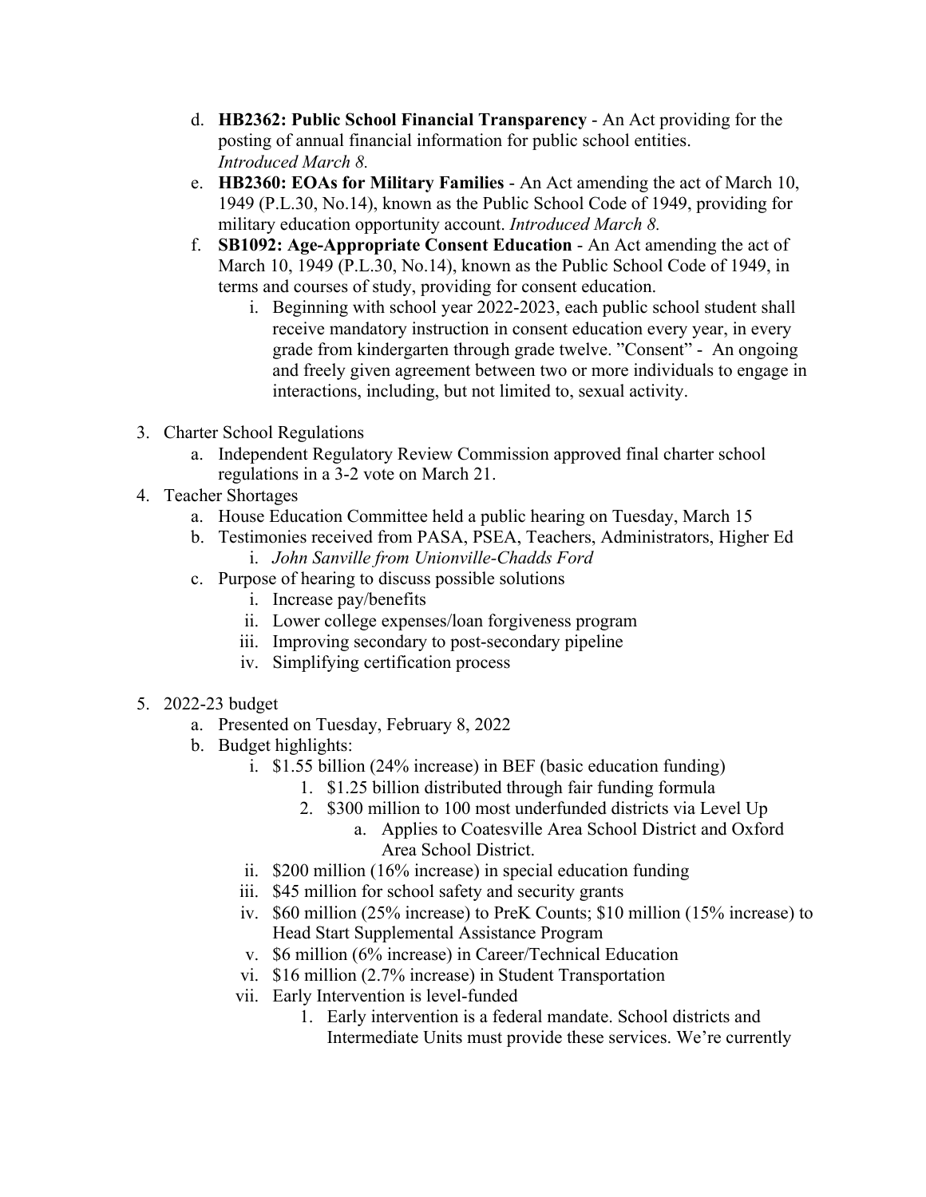d. **HB2362: Public School Financial Transparency** - An Act providing for the posting of annual financial information for public school entities. *Introduced March 8.*

e. **HB2360: EOAs for Military Families** - An Act amending the act of March 10, 1949 (P.L.30, No.14), known as the Public School Code of 1949, providing for military education opportunity account. *Introduced March 8.*

f. **SB1092: Age-Appropriate Consent Education** - An Act amending the act of March 10, 1949 (P.L.30, No.14), known as the Public School Code of 1949, in terms and courses of study, providing for consent education.

   i. Beginning with school year 2022-2023, each public school student shall receive mandatory instruction in consent education every year, in every grade from kindergarten through grade twelve. "Consent" - An ongoing and freely given agreement between two or more individuals to engage in interactions, including, but not limited to, sexual activity.

3. Charter School Regulations
   a. Independent Regulatory Review Commission approved final charter school regulations in a 3-2 vote on March 21.

4. Teacher Shortages
   a. House Education Committee held a public hearing on Tuesday, March 15
   b. Testimonies received from PASA, PSEA, Teachers, Administrators, Higher Ed
      i. *John Sanville from Unionville-Chadds Ford*
   c. Purpose of hearing to discuss possible solutions
      i. Increase pay/benefits
      ii. Lower college expenses/loan forgiveness program
      iii. Improving secondary to post-secondary pipeline
      iv. Simplifying certification process

5. 2022-23 budget
   a. Presented on Tuesday, February 8, 2022
   b. Budget highlights:
      i. \$1.55 billion (24% increase) in BEF (basic education funding)
         1. \$1.25 billion distributed through fair funding formula
         2. \$300 million to 100 most underfunded districts via Level Up
            a. Applies to Coatesville Area School District and Oxford Area School District.
      ii. \$200 million (16% increase) in special education funding
      iii. \$45 million for school safety and security grants
      iv. \$60 million (25% increase) to PreK Counts; \$10 million (15% increase) to Head Start Supplemental Assistance Program
      v. \$6 million (6% increase) in Career/Technical Education
      vi. \$16 million (2.7% increase) in Student Transportation
      vii. Early Intervention is level-funded
         1. Early intervention is a federal mandate. School districts and Intermediate Units must provide these services. We're currently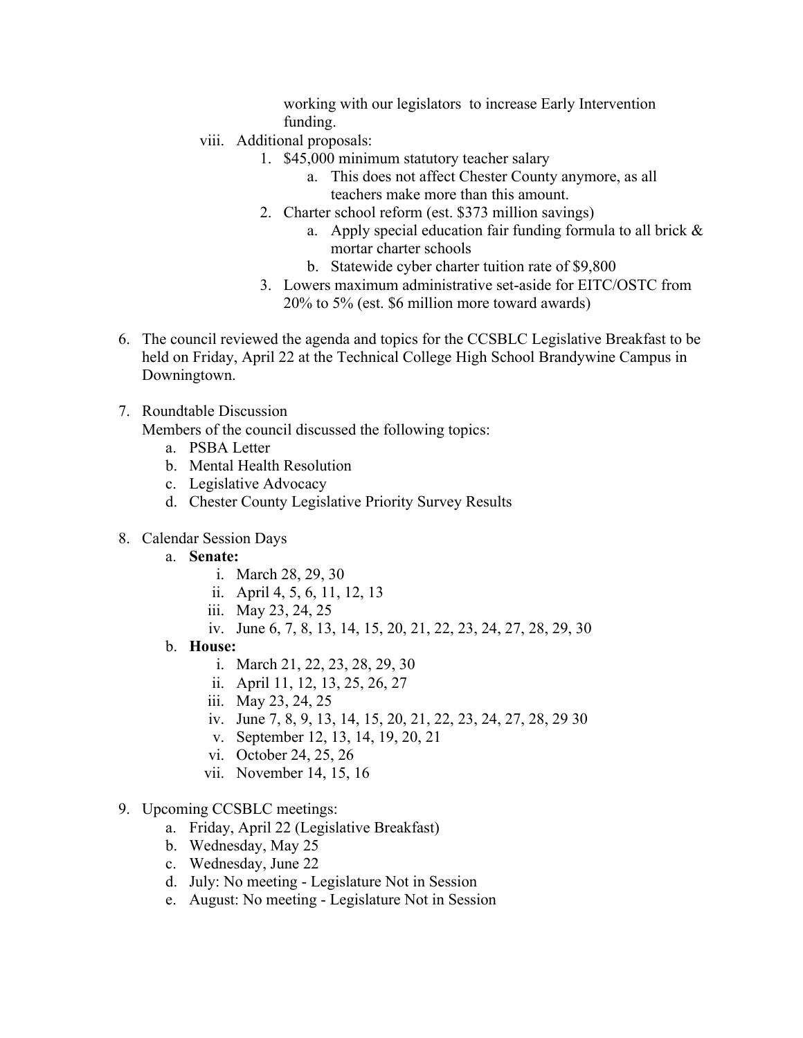working with our legislators to increase Early Intervention funding.

viii. Additional proposals:
    1. $45,000 minimum statutory teacher salary
        a. This does not affect Chester County anymore, as all teachers make more than this amount.
    2. Charter school reform (est. $373 million savings)
        a. Apply special education fair funding formula to all brick & mortar charter schools
        b. Statewide cyber charter tuition rate of $9,800
    3. Lowers maximum administrative set-aside for EITC/OSTC from 20% to 5% (est. $6 million more toward awards)

6. The council reviewed the agenda and topics for the CCSBLC Legislative Breakfast to be held on Friday, April 22 at the Technical College High School Brandywine Campus in Downingtown.

7. Roundtable Discussion
   Members of the council discussed the following topics:
    a. PSBA Letter
    b. Mental Health Resolution
    c. Legislative Advocacy
    d. Chester County Legislative Priority Survey Results

8. Calendar Session Days
    a. **Senate:**
        i. March 28, 29, 30
        ii. April 4, 5, 6, 11, 12, 13
        iii. May 23, 24, 25
        iv. June 6, 7, 8, 13, 14, 15, 20, 21, 22, 23, 24, 27, 28, 29, 30
    b. **House:**
        i. March 21, 22, 23, 28, 29, 30
        ii. April 11, 12, 13, 25, 26, 27
        iii. May 23, 24, 25
        iv. June 7, 8, 9, 13, 14, 15, 20, 21, 22, 23, 24, 27, 28, 29 30
        v. September 12, 13, 14, 19, 20, 21
        vi. October 24, 25, 26
        vii. November 14, 15, 16

9. Upcoming CCSBLC meetings:
    a. Friday, April 22 (Legislative Breakfast)
    b. Wednesday, May 25
    c. Wednesday, June 22
    d. July: No meeting - Legislature Not in Session
    e. August: No meeting - Legislature Not in Session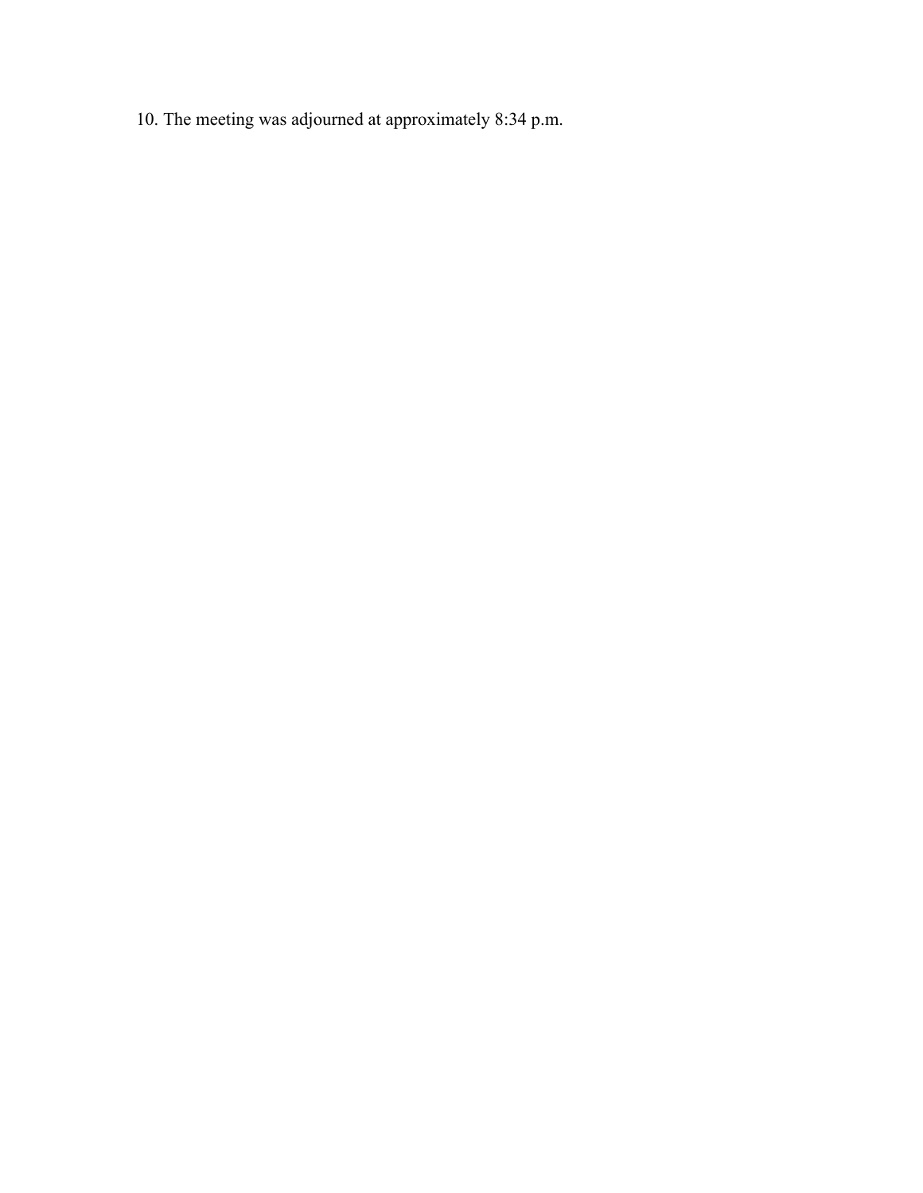10. The meeting was adjourned at approximately 8:34 p.m.